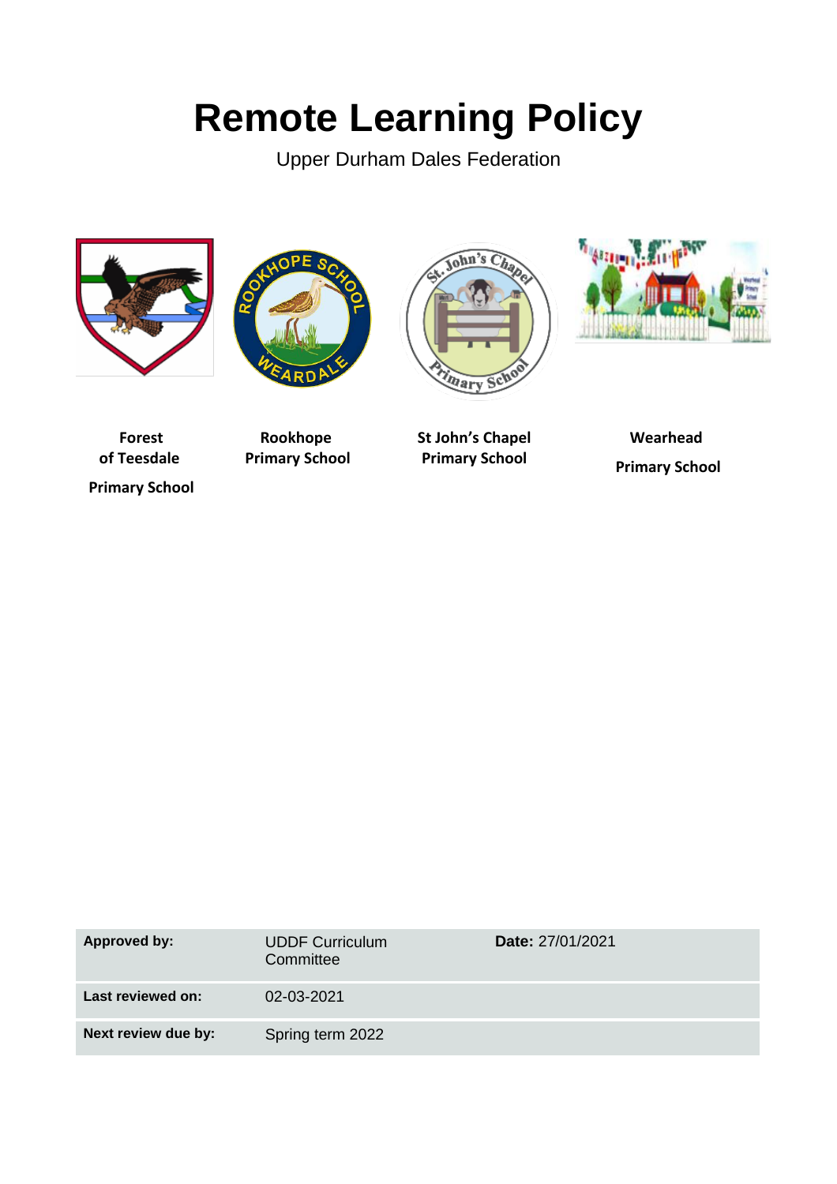# Remote Learning Policy

Upper Durham Dales Federation

**Forest of Teesdale Primary School**

**Rookhope Primary School**

**St John's Chapel Primary School**

**Wearhead Primary School**

| **Approved by:** | UDDF Curriculum Committee | **Date:** 27/01/2021 |
|---|---|---|
| **Last reviewed on:** | 02-03-2021 | |
| **Next review due by:** | Spring term 2022 | |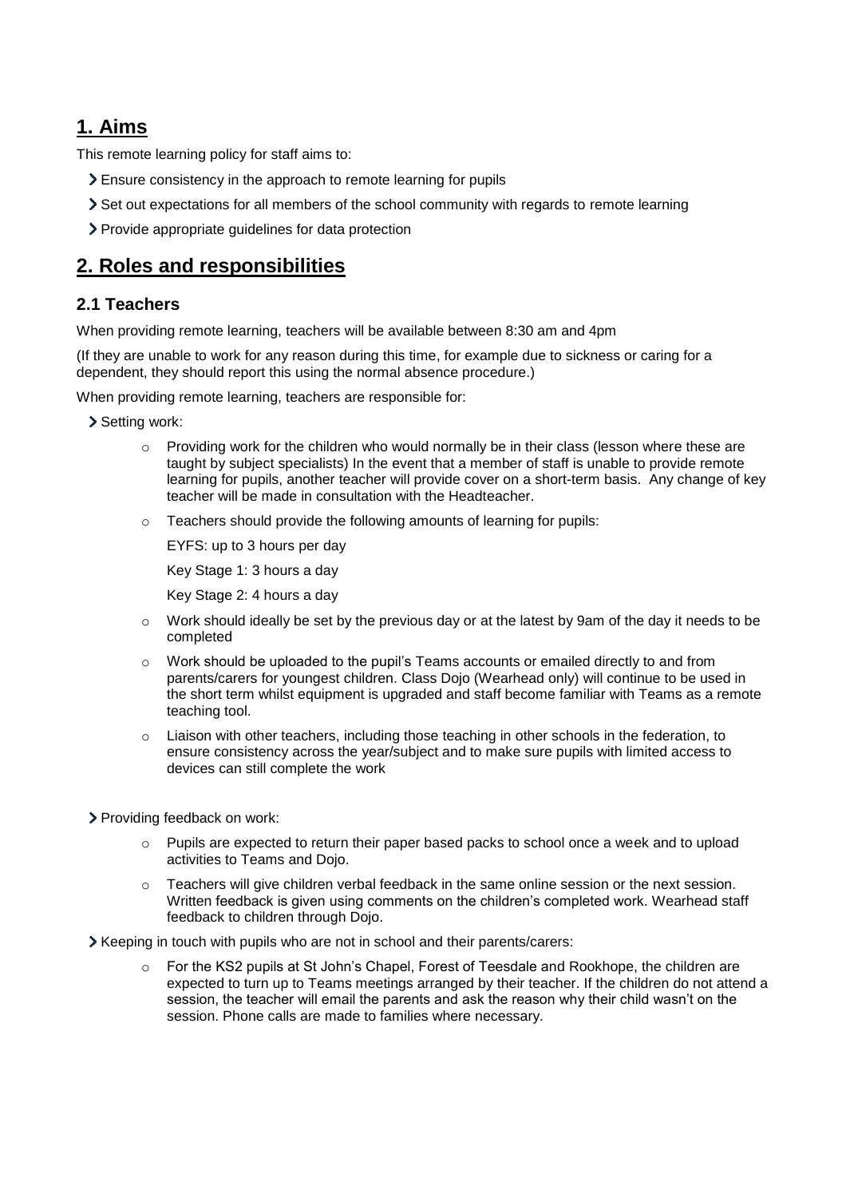## 1. Aims

This remote learning policy for staff aims to:

- Ensure consistency in the approach to remote learning for pupils
- Set out expectations for all members of the school community with regards to remote learning
- Provide appropriate guidelines for data protection

## 2. Roles and responsibilities

### 2.1 Teachers

When providing remote learning, teachers will be available between 8:30 am and 4pm

(If they are unable to work for any reason during this time, for example due to sickness or caring for a dependent, they should report this using the normal absence procedure.)

When providing remote learning, teachers are responsible for:

- Setting work:
    - Providing work for the children who would normally be in their class (lesson where these are taught by subject specialists) In the event that a member of staff is unable to provide remote learning for pupils, another teacher will provide cover on a short-term basis. Any change of key teacher will be made in consultation with the Headteacher.
    - Teachers should provide the following amounts of learning for pupils:

      EYFS: up to 3 hours per day

      Key Stage 1: 3 hours a day

      Key Stage 2: 4 hours a day
    - Work should ideally be set by the previous day or at the latest by 9am of the day it needs to be completed
    - Work should be uploaded to the pupil's Teams accounts or emailed directly to and from parents/carers for youngest children. Class Dojo (Wearhead only) will continue to be used in the short term whilst equipment is upgraded and staff become familiar with Teams as a remote teaching tool.
    - Liaison with other teachers, including those teaching in other schools in the federation, to ensure consistency across the year/subject and to make sure pupils with limited access to devices can still complete the work

- Providing feedback on work:
    - Pupils are expected to return their paper based packs to school once a week and to upload activities to Teams and Dojo.
    - Teachers will give children verbal feedback in the same online session or the next session. Written feedback is given using comments on the children's completed work. Wearhead staff feedback to children through Dojo.

- Keeping in touch with pupils who are not in school and their parents/carers:
    - For the KS2 pupils at St John's Chapel, Forest of Teesdale and Rookhope, the children are expected to turn up to Teams meetings arranged by their teacher. If the children do not attend a session, the teacher will email the parents and ask the reason why their child wasn't on the session. Phone calls are made to families where necessary.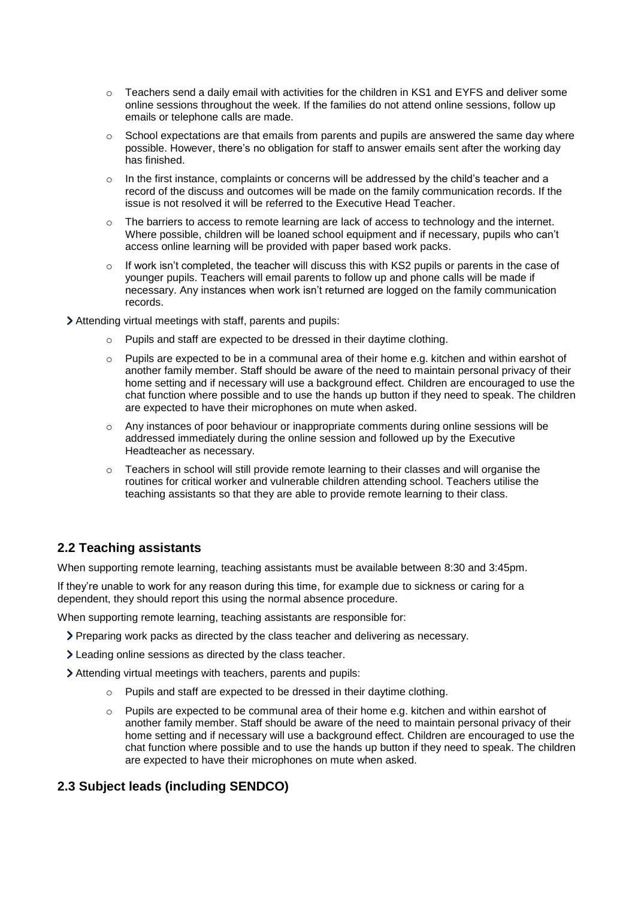- Teachers send a daily email with activities for the children in KS1 and EYFS and deliver some online sessions throughout the week. If the families do not attend online sessions, follow up emails or telephone calls are made.
- School expectations are that emails from parents and pupils are answered the same day where possible. However, there's no obligation for staff to answer emails sent after the working day has finished.
- In the first instance, complaints or concerns will be addressed by the child's teacher and a record of the discuss and outcomes will be made on the family communication records. If the issue is not resolved it will be referred to the Executive Head Teacher.
- The barriers to access to remote learning are lack of access to technology and the internet. Where possible, children will be loaned school equipment and if necessary, pupils who can't access online learning will be provided with paper based work packs.
- If work isn't completed, the teacher will discuss this with KS2 pupils or parents in the case of younger pupils. Teachers will email parents to follow up and phone calls will be made if necessary. Any instances when work isn't returned are logged on the family communication records.

- Attending virtual meetings with staff, parents and pupils:
  - Pupils and staff are expected to be dressed in their daytime clothing.
  - Pupils are expected to be in a communal area of their home e.g. kitchen and within earshot of another family member. Staff should be aware of the need to maintain personal privacy of their home setting and if necessary will use a background effect. Children are encouraged to use the chat function where possible and to use the hands up button if they need to speak. The children are expected to have their microphones on mute when asked.
  - Any instances of poor behaviour or inappropriate comments during online sessions will be addressed immediately during the online session and followed up by the Executive Headteacher as necessary.
  - Teachers in school will still provide remote learning to their classes and will organise the routines for critical worker and vulnerable children attending school. Teachers utilise the teaching assistants so that they are able to provide remote learning to their class.

## 2.2 Teaching assistants

When supporting remote learning, teaching assistants must be available between 8:30 and 3:45pm.

If they're unable to work for any reason during this time, for example due to sickness or caring for a dependent, they should report this using the normal absence procedure.

When supporting remote learning, teaching assistants are responsible for:

- Preparing work packs as directed by the class teacher and delivering as necessary.
- Leading online sessions as directed by the class teacher.
- Attending virtual meetings with teachers, parents and pupils:
  - Pupils and staff are expected to be dressed in their daytime clothing.
  - Pupils are expected to be communal area of their home e.g. kitchen and within earshot of another family member. Staff should be aware of the need to maintain personal privacy of their home setting and if necessary will use a background effect. Children are encouraged to use the chat function where possible and to use the hands up button if they need to speak. The children are expected to have their microphones on mute when asked.

## 2.3 Subject leads (including SENDCO)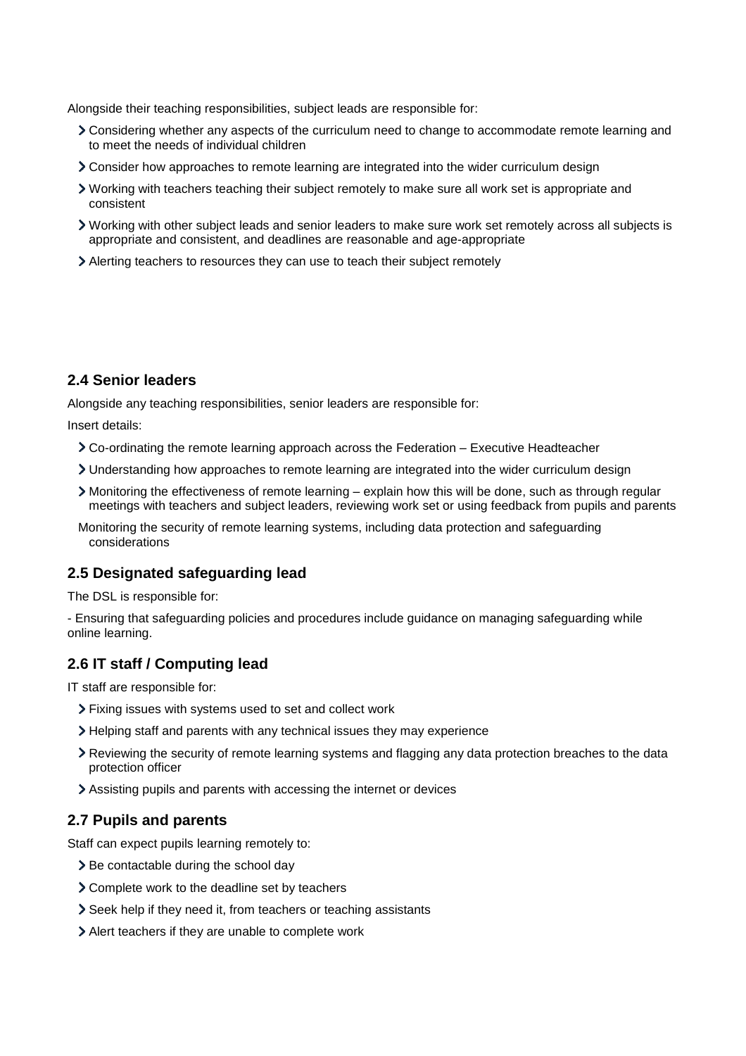Alongside their teaching responsibilities, subject leads are responsible for:

- Considering whether any aspects of the curriculum need to change to accommodate remote learning and to meet the needs of individual children
- Consider how approaches to remote learning are integrated into the wider curriculum design
- Working with teachers teaching their subject remotely to make sure all work set is appropriate and consistent
- Working with other subject leads and senior leaders to make sure work set remotely across all subjects is appropriate and consistent, and deadlines are reasonable and age-appropriate
- Alerting teachers to resources they can use to teach their subject remotely

### 2.4 Senior leaders

Alongside any teaching responsibilities, senior leaders are responsible for:

Insert details:

- Co-ordinating the remote learning approach across the Federation – Executive Headteacher
- Understanding how approaches to remote learning are integrated into the wider curriculum design
- Monitoring the effectiveness of remote learning – explain how this will be done, such as through regular meetings with teachers and subject leaders, reviewing work set or using feedback from pupils and parents

Monitoring the security of remote learning systems, including data protection and safeguarding considerations

### 2.5 Designated safeguarding lead

The DSL is responsible for:

- Ensuring that safeguarding policies and procedures include guidance on managing safeguarding while online learning.

### 2.6 IT staff / Computing lead

IT staff are responsible for:

- Fixing issues with systems used to set and collect work
- Helping staff and parents with any technical issues they may experience
- Reviewing the security of remote learning systems and flagging any data protection breaches to the data protection officer
- Assisting pupils and parents with accessing the internet or devices

### 2.7 Pupils and parents

Staff can expect pupils learning remotely to:

- Be contactable during the school day
- Complete work to the deadline set by teachers
- Seek help if they need it, from teachers or teaching assistants
- Alert teachers if they are unable to complete work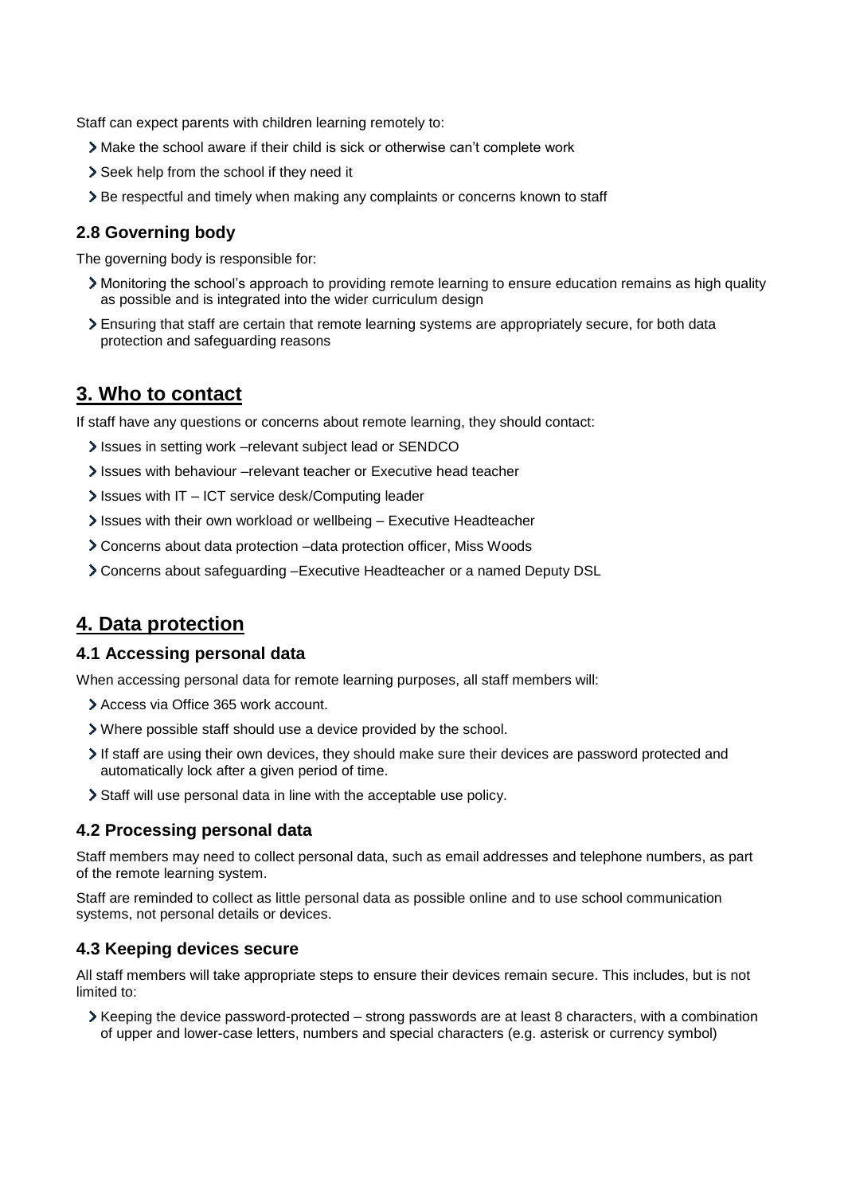Staff can expect parents with children learning remotely to:

- Make the school aware if their child is sick or otherwise can't complete work
- Seek help from the school if they need it
- Be respectful and timely when making any complaints or concerns known to staff

### 2.8 Governing body

The governing body is responsible for:

- Monitoring the school's approach to providing remote learning to ensure education remains as high quality as possible and is integrated into the wider curriculum design
- Ensuring that staff are certain that remote learning systems are appropriately secure, for both data protection and safeguarding reasons

## 3. Who to contact

If staff have any questions or concerns about remote learning, they should contact:

- Issues in setting work –relevant subject lead or SENDCO
- Issues with behaviour –relevant teacher or Executive head teacher
- Issues with IT – ICT service desk/Computing leader
- Issues with their own workload or wellbeing – Executive Headteacher
- Concerns about data protection –data protection officer, Miss Woods
- Concerns about safeguarding –Executive Headteacher or a named Deputy DSL

## 4. Data protection

### 4.1 Accessing personal data

When accessing personal data for remote learning purposes, all staff members will:

- Access via Office 365 work account.
- Where possible staff should use a device provided by the school.
- If staff are using their own devices, they should make sure their devices are password protected and automatically lock after a given period of time.
- Staff will use personal data in line with the acceptable use policy.

### 4.2 Processing personal data

Staff members may need to collect personal data, such as email addresses and telephone numbers, as part of the remote learning system.

Staff are reminded to collect as little personal data as possible online and to use school communication systems, not personal details or devices.

### 4.3 Keeping devices secure

All staff members will take appropriate steps to ensure their devices remain secure. This includes, but is not limited to:

- Keeping the device password-protected – strong passwords are at least 8 characters, with a combination of upper and lower-case letters, numbers and special characters (e.g. asterisk or currency symbol)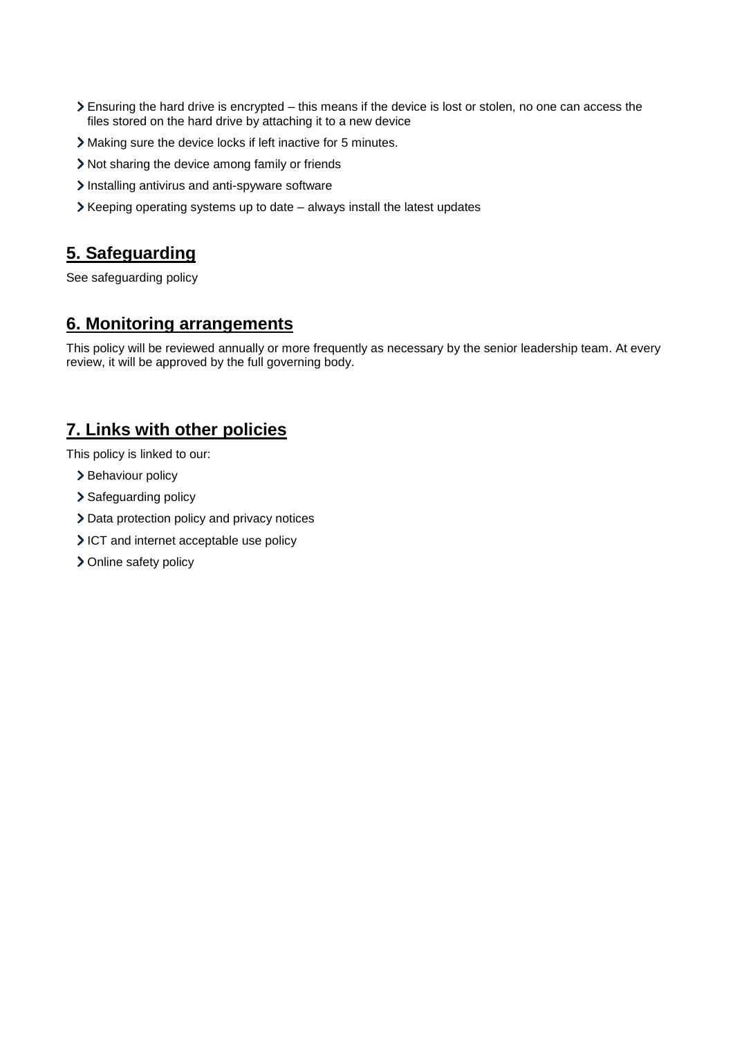- Ensuring the hard drive is encrypted – this means if the device is lost or stolen, no one can access the files stored on the hard drive by attaching it to a new device
- Making sure the device locks if left inactive for 5 minutes.
- Not sharing the device among family or friends
- Installing antivirus and anti-spyware software
- Keeping operating systems up to date – always install the latest updates

## 5. Safeguarding

See safeguarding policy

## 6. Monitoring arrangements

This policy will be reviewed annually or more frequently as necessary by the senior leadership team. At every review, it will be approved by the full governing body.

## 7. Links with other policies

This policy is linked to our:

- Behaviour policy
- Safeguarding policy
- Data protection policy and privacy notices
- ICT and internet acceptable use policy
- Online safety policy